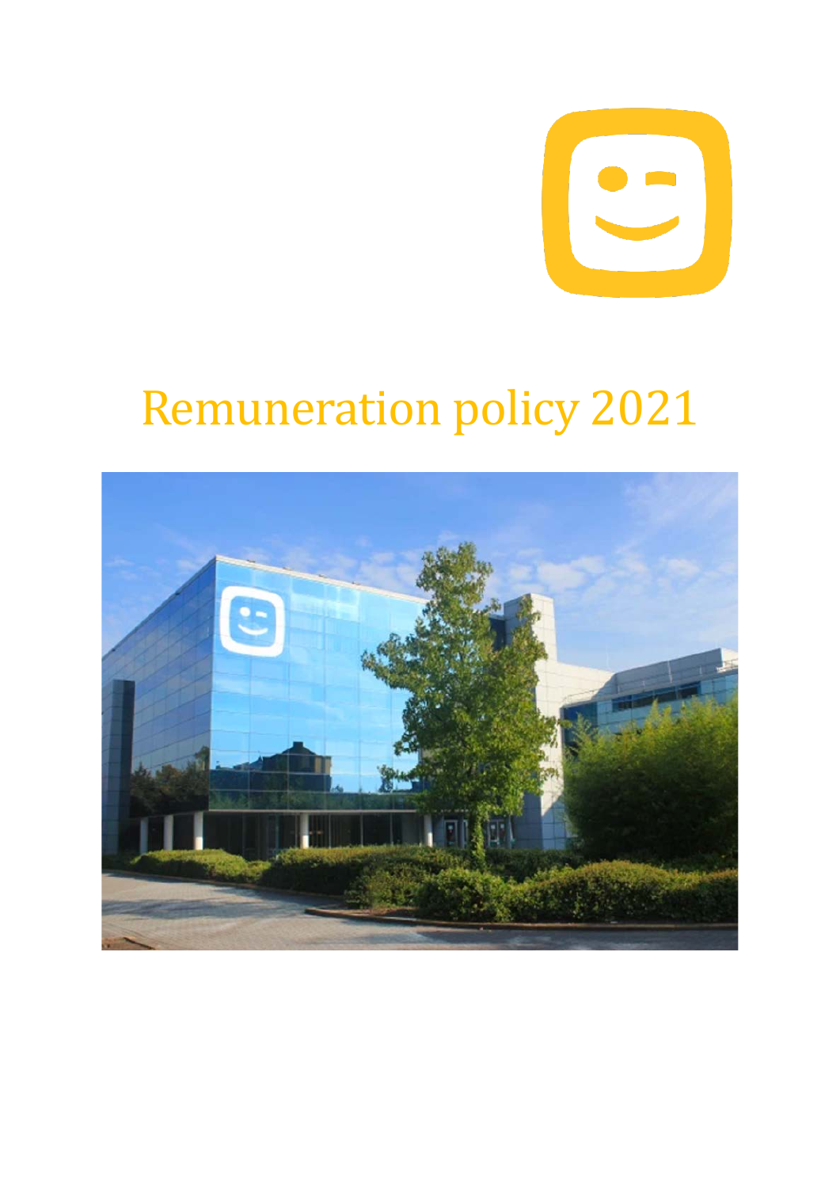# Remuneration policy 2021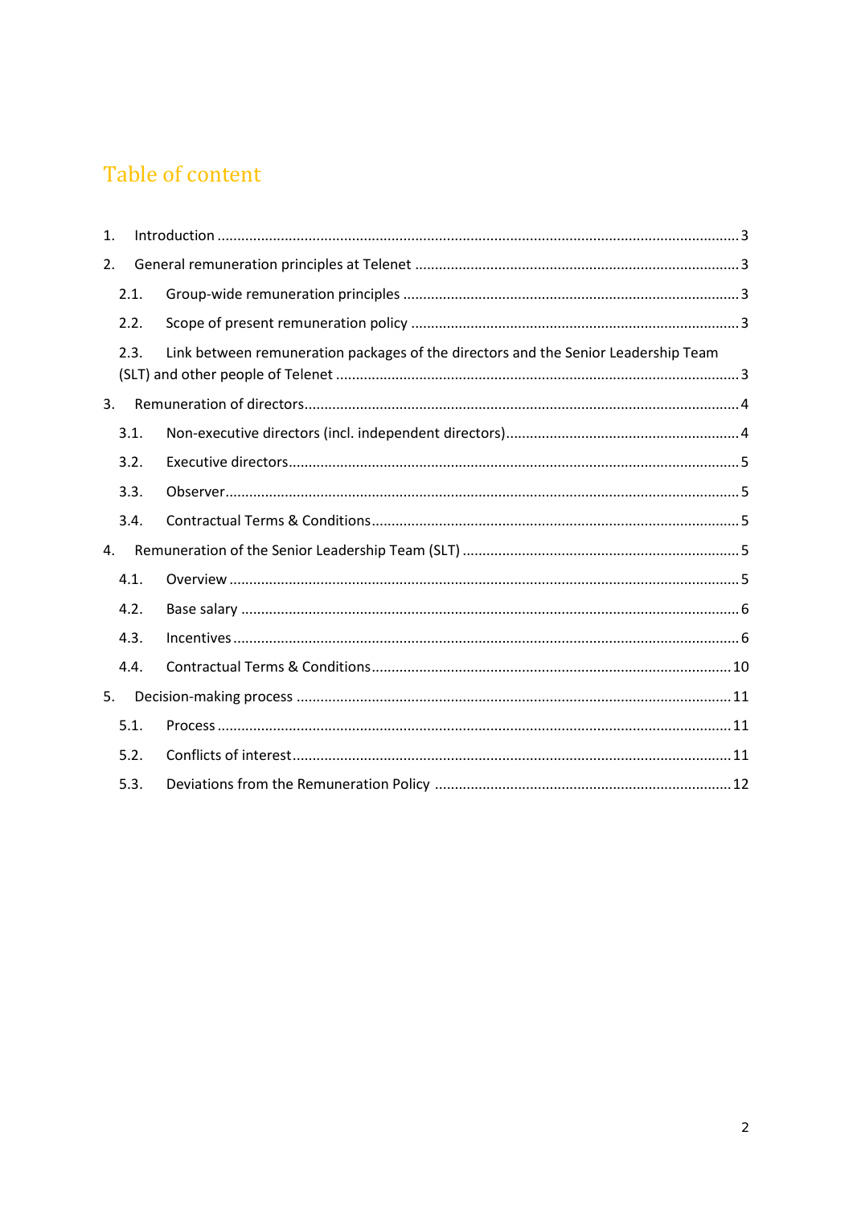# Table of content

1. Introduction ........................................................................................................................ 3
2. General remuneration principles at Telenet ........................................................................ 3
   - 2.1. Group-wide remuneration principles ............................................................................ 3
   - 2.2. Scope of present remuneration policy .......................................................................... 3
   - 2.3. Link between remuneration packages of the directors and the Senior Leadership Team (SLT) and other people of Telenet ........................................................................................ 3
3. Remuneration of directors .................................................................................................... 4
   - 3.1. Non-executive directors (incl. independent directors) ................................................... 4
   - 3.2. Executive directors ........................................................................................................ 5
   - 3.3. Observer ........................................................................................................................ 5
   - 3.4. Contractual Terms & Conditions .................................................................................... 5
4. Remuneration of the Senior Leadership Team (SLT) ............................................................. 5
   - 4.1. Overview ........................................................................................................................ 5
   - 4.2. Base salary .................................................................................................................... 6
   - 4.3. Incentives ...................................................................................................................... 6
   - 4.4. Contractual Terms & Conditions .................................................................................. 10
5. Decision-making process .................................................................................................... 11
   - 5.1. Process ........................................................................................................................ 11
   - 5.2. Conflicts of interest ..................................................................................................... 11
   - 5.3. Deviations from the Remuneration Policy .................................................................. 12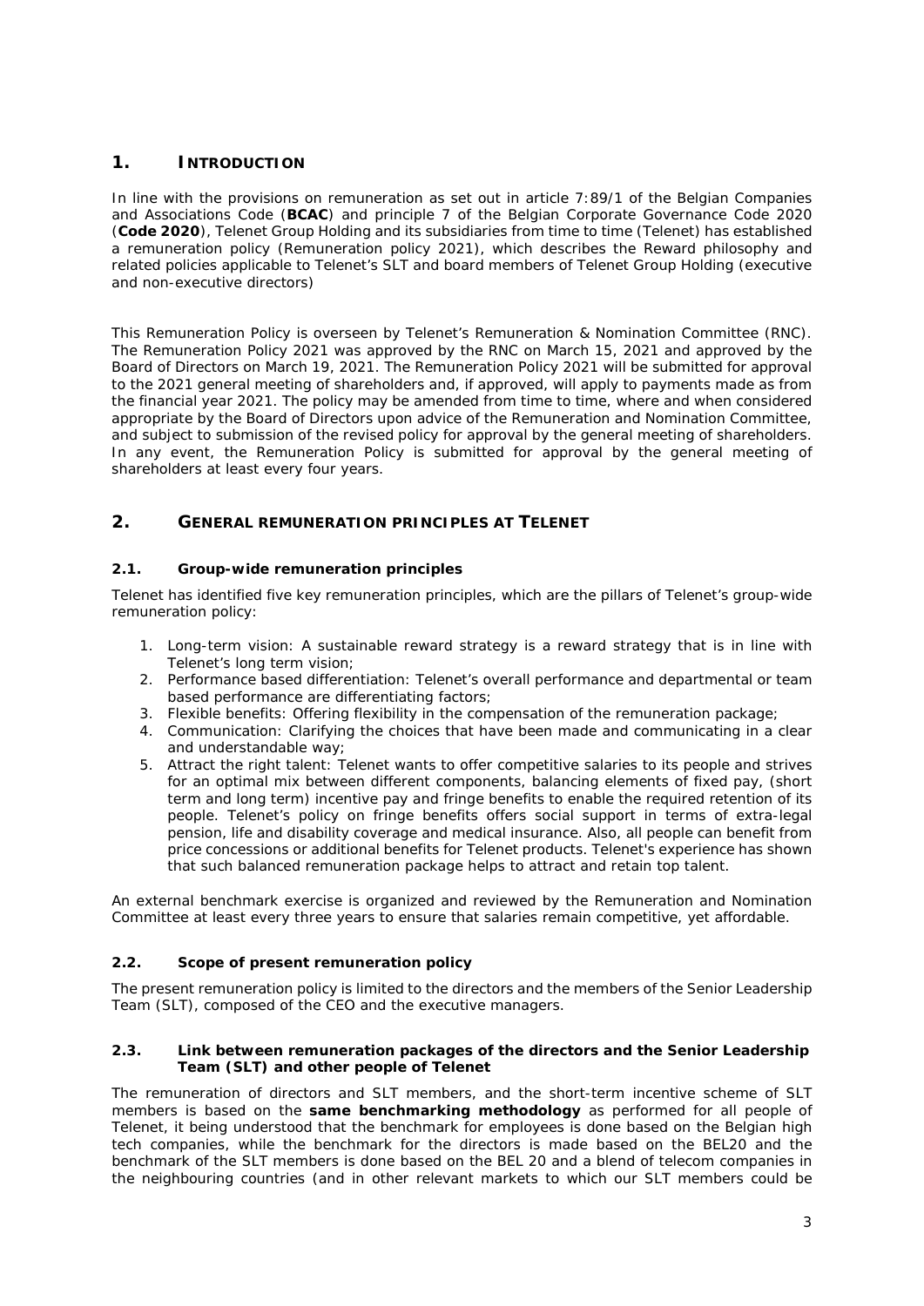# 1. INTRODUCTION

In line with the provisions on remuneration as set out in article 7:89/1 of the Belgian Companies and Associations Code (**BCAC**) and principle 7 of the Belgian Corporate Governance Code 2020 (**Code 2020**), Telenet Group Holding and its subsidiaries from time to time (Telenet) has established a remuneration policy (Remuneration policy 2021), which describes the Reward philosophy and related policies applicable to Telenet's SLT and board members of Telenet Group Holding (executive and non-executive directors)

This Remuneration Policy is overseen by Telenet's Remuneration & Nomination Committee (RNC). The Remuneration Policy 2021 was approved by the RNC on March 15, 2021 and approved by the Board of Directors on March 19, 2021. The Remuneration Policy 2021 will be submitted for approval to the 2021 general meeting of shareholders and, if approved, will apply to payments made as from the financial year 2021. The policy may be amended from time to time, where and when considered appropriate by the Board of Directors upon advice of the Remuneration and Nomination Committee, and subject to submission of the revised policy for approval by the general meeting of shareholders. In any event, the Remuneration Policy is submitted for approval by the general meeting of shareholders at least every four years.

# 2. GENERAL REMUNERATION PRINCIPLES AT TELENET

## 2.1. Group-wide remuneration principles

Telenet has identified five key remuneration principles, which are the pillars of Telenet's group-wide remuneration policy:

1. Long-term vision: A sustainable reward strategy is a reward strategy that is in line with Telenet's long term vision;
2. Performance based differentiation: Telenet's overall performance and departmental or team based performance are differentiating factors;
3. Flexible benefits: Offering flexibility in the compensation of the remuneration package;
4. Communication: Clarifying the choices that have been made and communicating in a clear and understandable way;
5. Attract the right talent: Telenet wants to offer competitive salaries to its people and strives for an optimal mix between different components, balancing elements of fixed pay, (short term and long term) incentive pay and fringe benefits to enable the required retention of its people. Telenet's policy on fringe benefits offers social support in terms of extra-legal pension, life and disability coverage and medical insurance. Also, all people can benefit from price concessions or additional benefits for Telenet products. Telenet's experience has shown that such balanced remuneration package helps to attract and retain top talent.

An external benchmark exercise is organized and reviewed by the Remuneration and Nomination Committee at least every three years to ensure that salaries remain competitive, yet affordable.

## 2.2. Scope of present remuneration policy

The present remuneration policy is limited to the directors and the members of the Senior Leadership Team (SLT), composed of the CEO and the executive managers.

## 2.3. Link between remuneration packages of the directors and the Senior Leadership Team (SLT) and other people of Telenet

The remuneration of directors and SLT members, and the short-term incentive scheme of SLT members is based on the **same benchmarking methodology** as performed for all people of Telenet, it being understood that the benchmark for employees is done based on the Belgian high tech companies, while the benchmark for the directors is made based on the BEL20 and the benchmark of the SLT members is done based on the BEL 20 and a blend of telecom companies in the neighbouring countries (and in other relevant markets to which our SLT members could be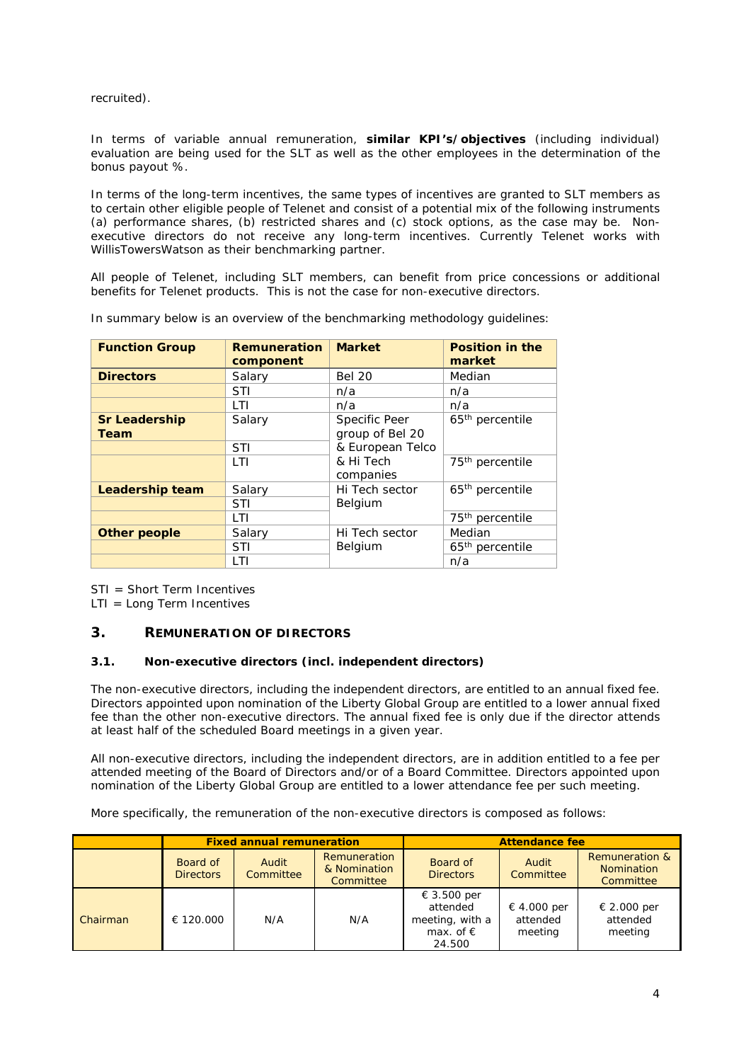recruited).

In terms of variable annual remuneration, **similar KPI's/objectives** (including individual) evaluation are being used for the SLT as well as the other employees in the determination of the bonus payout %.

In terms of the long-term incentives, the same types of incentives are granted to SLT members as to certain other eligible people of Telenet and consist of a potential mix of the following instruments (a) performance shares, (b) restricted shares and (c) stock options, as the case may be. Non-executive directors do not receive any long-term incentives. Currently Telenet works with WillisTowersWatson as their benchmarking partner.

All people of Telenet, including SLT members, can benefit from price concessions or additional benefits for Telenet products. This is not the case for non-executive directors.

In summary below is an overview of the benchmarking methodology guidelines:

| Function Group | Remuneration component | Market | Position in the market |
|---|---|---|---|
| **Directors** | Salary | Bel 20 | Median |
| | STI | n/a | n/a |
| | LTI | n/a | n/a |
| **Sr Leadership Team** | Salary | Specific Peer group of Bel 20 & European Telco & Hi Tech companies | 65th percentile |
| | STI | | |
| | LTI | | 75th percentile |
| **Leadership team** | Salary | Hi Tech sector Belgium | 65th percentile |
| | STI | | |
| | LTI | | 75th percentile |
| **Other people** | Salary | Hi Tech sector Belgium | Median |
| | STI | | 65th percentile |
| | LTI | | n/a |

STI = Short Term Incentives
LTI = Long Term Incentives

## 3. REMUNERATION OF DIRECTORS

### 3.1. Non-executive directors (incl. independent directors)

The non-executive directors, including the independent directors, are entitled to an annual fixed fee. Directors appointed upon nomination of the Liberty Global Group are entitled to a lower annual fixed fee than the other non-executive directors. The annual fixed fee is only due if the director attends at least half of the scheduled Board meetings in a given year.

All non-executive directors, including the independent directors, are in addition entitled to a fee per attended meeting of the Board of Directors and/or of a Board Committee. Directors appointed upon nomination of the Liberty Global Group are entitled to a lower attendance fee per such meeting.

More specifically, the remuneration of the non-executive directors is composed as follows:

| | Fixed annual remuneration | | | Attendance fee | | |
|---|---|---|---|---|---|---|
| | Board of Directors | Audit Committee | Remuneration & Nomination Committee | Board of Directors | Audit Committee | Remuneration & Nomination Committee |
| Chairman | € 120.000 | N/A | N/A | € 3.500 per attended meeting, with a max. of € 24.500 | € 4.000 per attended meeting | € 2.000 per attended meeting |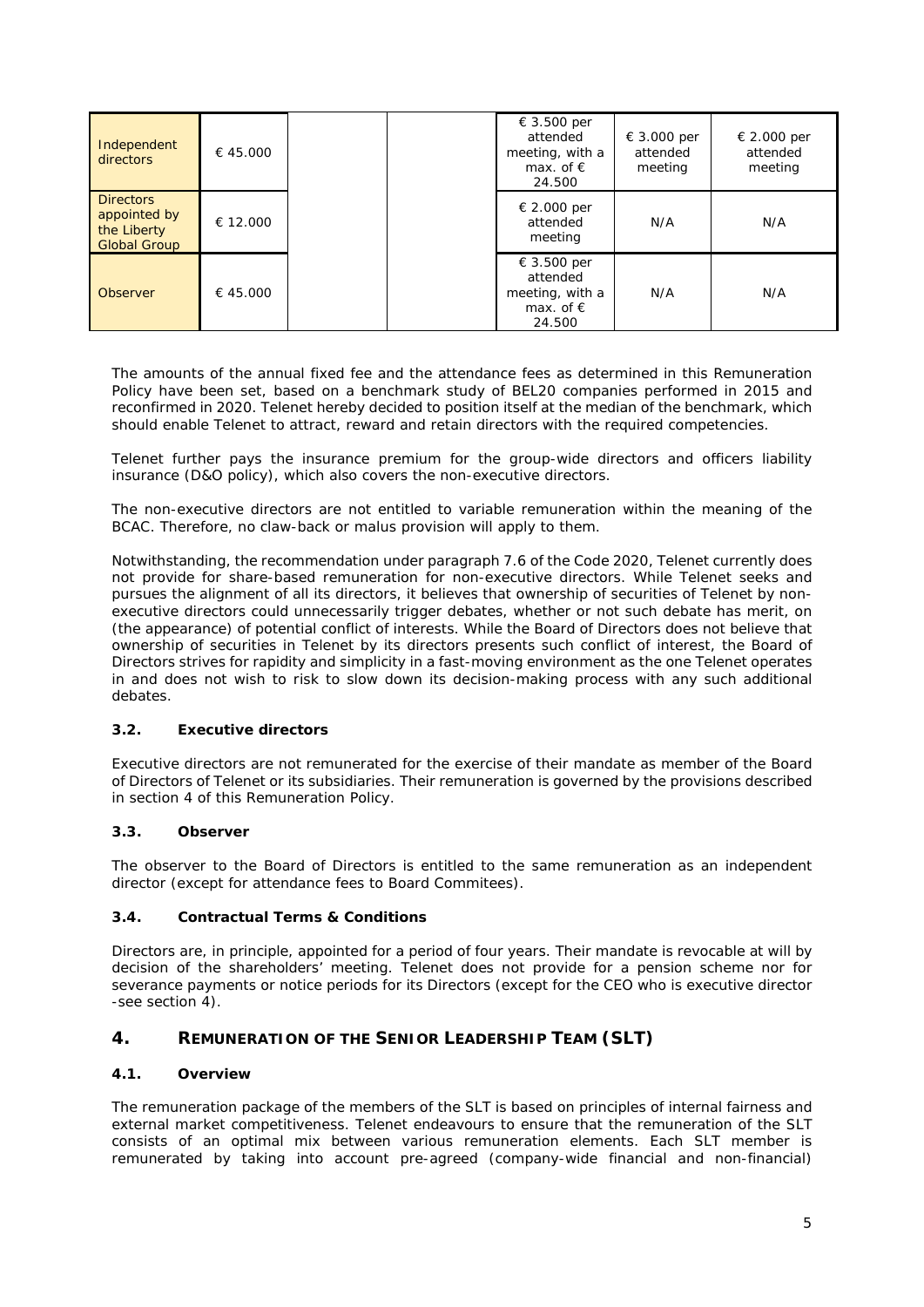| Independent directors | € 45.000 | | | € 3.500 per attended meeting, with a max. of € 24.500 | € 3.000 per attended meeting | € 2.000 per attended meeting |
|---|---|---|---|---|---|---|
| Directors appointed by the Liberty Global Group | € 12.000 | | | € 2.000 per attended meeting | N/A | N/A |
| Observer | € 45.000 | | | € 3.500 per attended meeting, with a max. of € 24.500 | N/A | N/A |

The amounts of the annual fixed fee and the attendance fees as determined in this Remuneration Policy have been set, based on a benchmark study of BEL20 companies performed in 2015 and reconfirmed in 2020. Telenet hereby decided to position itself at the median of the benchmark, which should enable Telenet to attract, reward and retain directors with the required competencies.

Telenet further pays the insurance premium for the group-wide directors and officers liability insurance (D&O policy), which also covers the non-executive directors.

The non-executive directors are not entitled to variable remuneration within the meaning of the BCAC. Therefore, no claw-back or malus provision will apply to them.

Notwithstanding, the recommendation under paragraph 7.6 of the Code 2020, Telenet currently does not provide for share-based remuneration for non-executive directors. While Telenet seeks and pursues the alignment of all its directors, it believes that ownership of securities of Telenet by non-executive directors could unnecessarily trigger debates, whether or not such debate has merit, on (the appearance) of potential conflict of interests. While the Board of Directors does not believe that ownership of securities in Telenet by its directors presents such conflict of interest, the Board of Directors strives for rapidity and simplicity in a fast-moving environment as the one Telenet operates in and does not wish to risk to slow down its decision-making process with any such additional debates.

### 3.2. Executive directors

Executive directors are not remunerated for the exercise of their mandate as member of the Board of Directors of Telenet or its subsidiaries. Their remuneration is governed by the provisions described in section 4 of this Remuneration Policy.

### 3.3. Observer

The observer to the Board of Directors is entitled to the same remuneration as an independent director (except for attendance fees to Board Commitees).

### 3.4. Contractual Terms & Conditions

Directors are, in principle, appointed for a period of four years. Their mandate is revocable at will by decision of the shareholders' meeting. Telenet does not provide for a pension scheme nor for severance payments or notice periods for its Directors (except for the CEO who is executive director -see section 4).

## 4. REMUNERATION OF THE SENIOR LEADERSHIP TEAM (SLT)

### 4.1. Overview

The remuneration package of the members of the SLT is based on principles of internal fairness and external market competitiveness. Telenet endeavours to ensure that the remuneration of the SLT consists of an optimal mix between various remuneration elements. Each SLT member is remunerated by taking into account pre-agreed (company-wide financial and non-financial)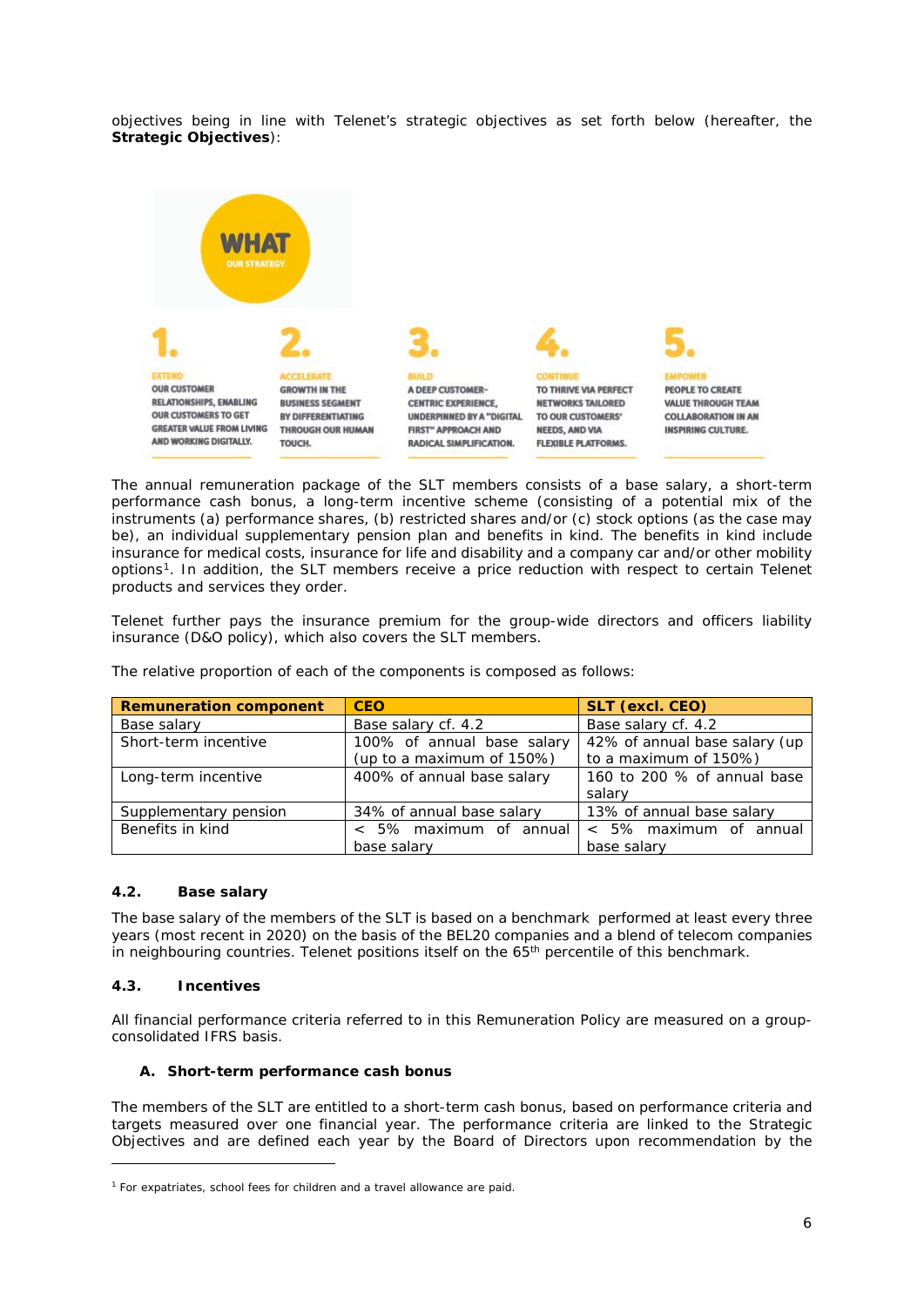objectives being in line with Telenet's strategic objectives as set forth below (hereafter, the **Strategic Objectives**):

WHAT
OUR STRATEGY

**1.** EXTEND
OUR CUSTOMER RELATIONSHIPS, ENABLING OUR CUSTOMERS TO GET GREATER VALUE FROM LIVING AND WORKING DIGITALLY.

**2.** ACCELERATE
GROWTH IN THE BUSINESS SEGMENT BY DIFFERENTIATING THROUGH OUR HUMAN TOUCH.

**3.** BUILD
A DEEP CUSTOMER-CENTRIC EXPERIENCE, UNDERPINNED BY A "DIGITAL FIRST" APPROACH AND RADICAL SIMPLIFICATION.

**4.** CONTINUE
TO THRIVE VIA PERFECT NETWORKS TAILORED TO OUR CUSTOMERS' NEEDS, AND VIA FLEXIBLE PLATFORMS.

**5.** EMPOWER
PEOPLE TO CREATE VALUE THROUGH TEAM COLLABORATION IN AN INSPIRING CULTURE.

The annual remuneration package of the SLT members consists of a base salary, a short-term performance cash bonus, a long-term incentive scheme (consisting of a potential mix of the instruments (a) performance shares, (b) restricted shares and/or (c) stock options (as the case may be), an individual supplementary pension plan and benefits in kind. The benefits in kind include insurance for medical costs, insurance for life and disability and a company car and/or other mobility options[1]. In addition, the SLT members receive a price reduction with respect to certain Telenet products and services they order.

Telenet further pays the insurance premium for the group-wide directors and officers liability insurance (D&O policy), which also covers the SLT members.

The relative proportion of each of the components is composed as follows:

| Remuneration component | CEO | SLT (excl. CEO) |
|---|---|---|
| Base salary | Base salary cf. 4.2 | Base salary cf. 4.2 |
| Short-term incentive | 100% of annual base salary (up to a maximum of 150%) | 42% of annual base salary (up to a maximum of 150%) |
| Long-term incentive | 400% of annual base salary | 160 to 200 % of annual base salary |
| Supplementary pension | 34% of annual base salary | 13% of annual base salary |
| Benefits in kind | < 5% maximum of annual base salary | < 5% maximum of annual base salary |

### 4.2. Base salary

The base salary of the members of the SLT is based on a benchmark performed at least every three years (most recent in 2020) on the basis of the BEL20 companies and a blend of telecom companies in neighbouring countries. Telenet positions itself on the 65th percentile of this benchmark.

### 4.3. Incentives

All financial performance criteria referred to in this Remuneration Policy are measured on a group-consolidated IFRS basis.

#### A. Short-term performance cash bonus

The members of the SLT are entitled to a short-term cash bonus, based on performance criteria and targets measured over one financial year. The performance criteria are linked to the Strategic Objectives and are defined each year by the Board of Directors upon recommendation by the

[1] For expatriates, school fees for children and a travel allowance are paid.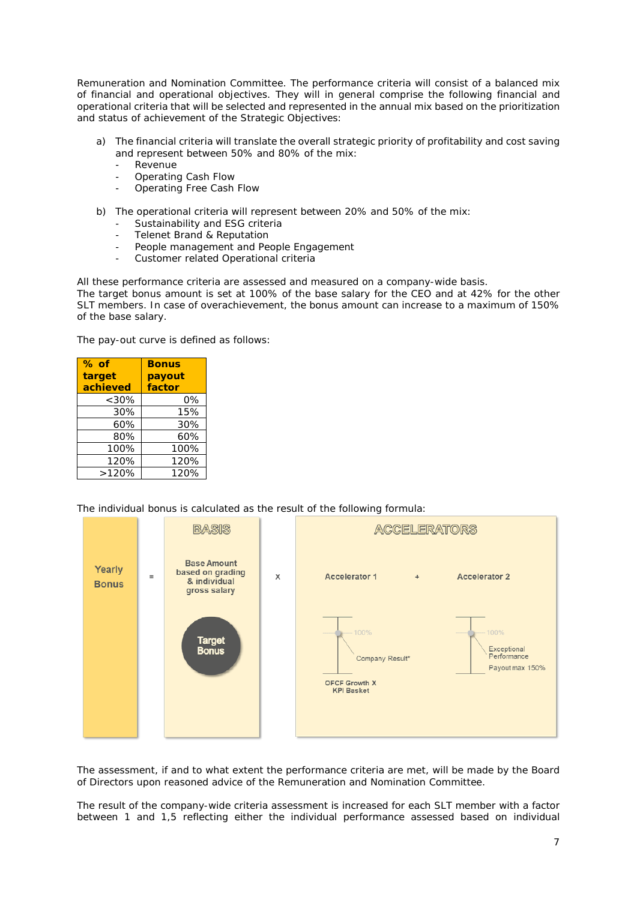Remuneration and Nomination Committee. The performance criteria will consist of a balanced mix of financial and operational objectives. They will in general comprise the following financial and operational criteria that will be selected and represented in the annual mix based on the prioritization and status of achievement of the Strategic Objectives:

a) The financial criteria will translate the overall strategic priority of profitability and cost saving and represent between 50% and 80% of the mix:
   - Revenue
   - Operating Cash Flow
   - Operating Free Cash Flow

b) The operational criteria will represent between 20% and 50% of the mix:
   - Sustainability and ESG criteria
   - Telenet Brand & Reputation
   - People management and People Engagement
   - Customer related Operational criteria

All these performance criteria are assessed and measured on a company-wide basis.
The target bonus amount is set at 100% of the base salary for the CEO and at 42% for the other SLT members. In case of overachievement, the bonus amount can increase to a maximum of 150% of the base salary.

The pay-out curve is defined as follows:

| % of target achieved | Bonus payout factor |
|---:|---:|
| <30% | 0% |
| 30% | 15% |
| 60% | 30% |
| 80% | 60% |
| 100% | 100% |
| 120% | 120% |
| >120% | 120% |

The individual bonus is calculated as the result of the following formula:

Yearly Bonus = BASIS (Base Amount based on grading & individual gross salary; Target Bonus) x ACCELERATORS (Accelerator 1: 100%, Company Result*, OFCF Growth X KPI Basket + Accelerator 2: 100%, Exceptional Performance, Payout max 150%)

The assessment, if and to what extent the performance criteria are met, will be made by the Board of Directors upon reasoned advice of the Remuneration and Nomination Committee.

The result of the company-wide criteria assessment is increased for each SLT member with a factor between 1 and 1,5 reflecting either the individual performance assessed based on individual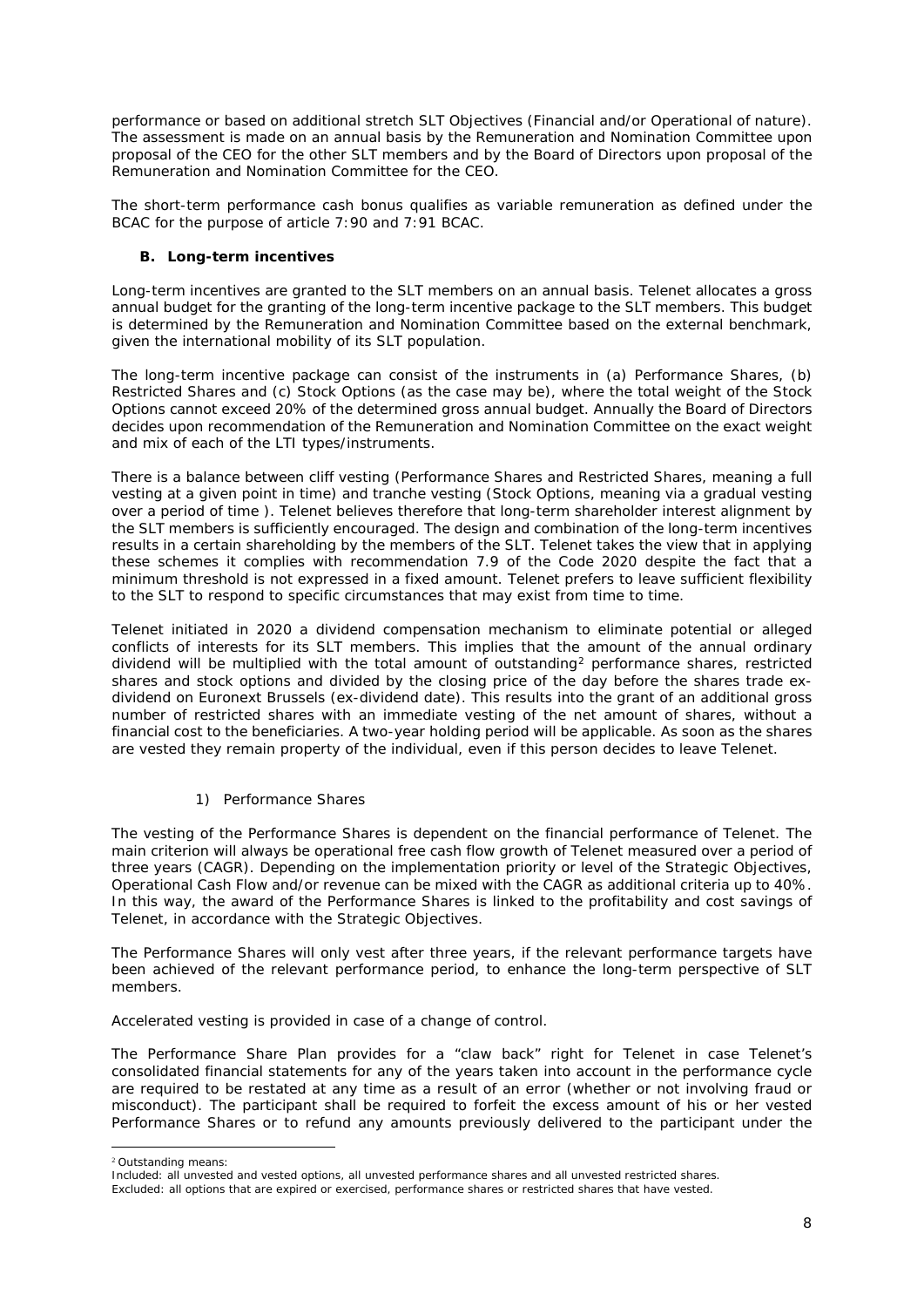performance or based on additional stretch SLT Objectives (Financial and/or Operational of nature). The assessment is made on an annual basis by the Remuneration and Nomination Committee upon proposal of the CEO for the other SLT members and by the Board of Directors upon proposal of the Remuneration and Nomination Committee for the CEO.

The short-term performance cash bonus qualifies as variable remuneration as defined under the BCAC for the purpose of article 7:90 and 7:91 BCAC.

### B. Long-term incentives

Long-term incentives are granted to the SLT members on an annual basis. Telenet allocates a gross annual budget for the granting of the long-term incentive package to the SLT members. This budget is determined by the Remuneration and Nomination Committee based on the external benchmark, given the international mobility of its SLT population.

The long-term incentive package can consist of the instruments in (a) Performance Shares, (b) Restricted Shares and (c) Stock Options (as the case may be), where the total weight of the Stock Options cannot exceed 20% of the determined gross annual budget. Annually the Board of Directors decides upon recommendation of the Remuneration and Nomination Committee on the exact weight and mix of each of the LTI types/instruments.

There is a balance between cliff vesting (Performance Shares and Restricted Shares, meaning a full vesting at a given point in time) and tranche vesting (Stock Options, meaning via a gradual vesting over a period of time ). Telenet believes therefore that long-term shareholder interest alignment by the SLT members is sufficiently encouraged. The design and combination of the long-term incentives results in a certain shareholding by the members of the SLT. Telenet takes the view that in applying these schemes it complies with recommendation 7.9 of the Code 2020 despite the fact that a minimum threshold is not expressed in a fixed amount. Telenet prefers to leave sufficient flexibility to the SLT to respond to specific circumstances that may exist from time to time.

Telenet initiated in 2020 a dividend compensation mechanism to eliminate potential or alleged conflicts of interests for its SLT members. This implies that the amount of the annual ordinary dividend will be multiplied with the total amount of outstanding[2] performance shares, restricted shares and stock options and divided by the closing price of the day before the shares trade ex-dividend on Euronext Brussels (ex-dividend date). This results into the grant of an additional gross number of restricted shares with an immediate vesting of the net amount of shares, without a financial cost to the beneficiaries. A two-year holding period will be applicable. As soon as the shares are vested they remain property of the individual, even if this person decides to leave Telenet.

#### 1) Performance Shares

The vesting of the Performance Shares is dependent on the financial performance of Telenet. The main criterion will always be operational free cash flow growth of Telenet measured over a period of three years (CAGR). Depending on the implementation priority or level of the Strategic Objectives, Operational Cash Flow and/or revenue can be mixed with the CAGR as additional criteria up to 40%. In this way, the award of the Performance Shares is linked to the profitability and cost savings of Telenet, in accordance with the Strategic Objectives.

The Performance Shares will only vest after three years, if the relevant performance targets have been achieved of the relevant performance period, to enhance the long-term perspective of SLT members.

Accelerated vesting is provided in case of a change of control.

The Performance Share Plan provides for a "claw back" right for Telenet in case Telenet's consolidated financial statements for any of the years taken into account in the performance cycle are required to be restated at any time as a result of an error (whether or not involving fraud or misconduct). The participant shall be required to forfeit the excess amount of his or her vested Performance Shares or to refund any amounts previously delivered to the participant under the

---

[2] Outstanding means:
*Included: all unvested and vested options, all unvested performance shares and all unvested restricted shares.*
*Excluded: all options that are expired or exercised, performance shares or restricted shares that have vested.*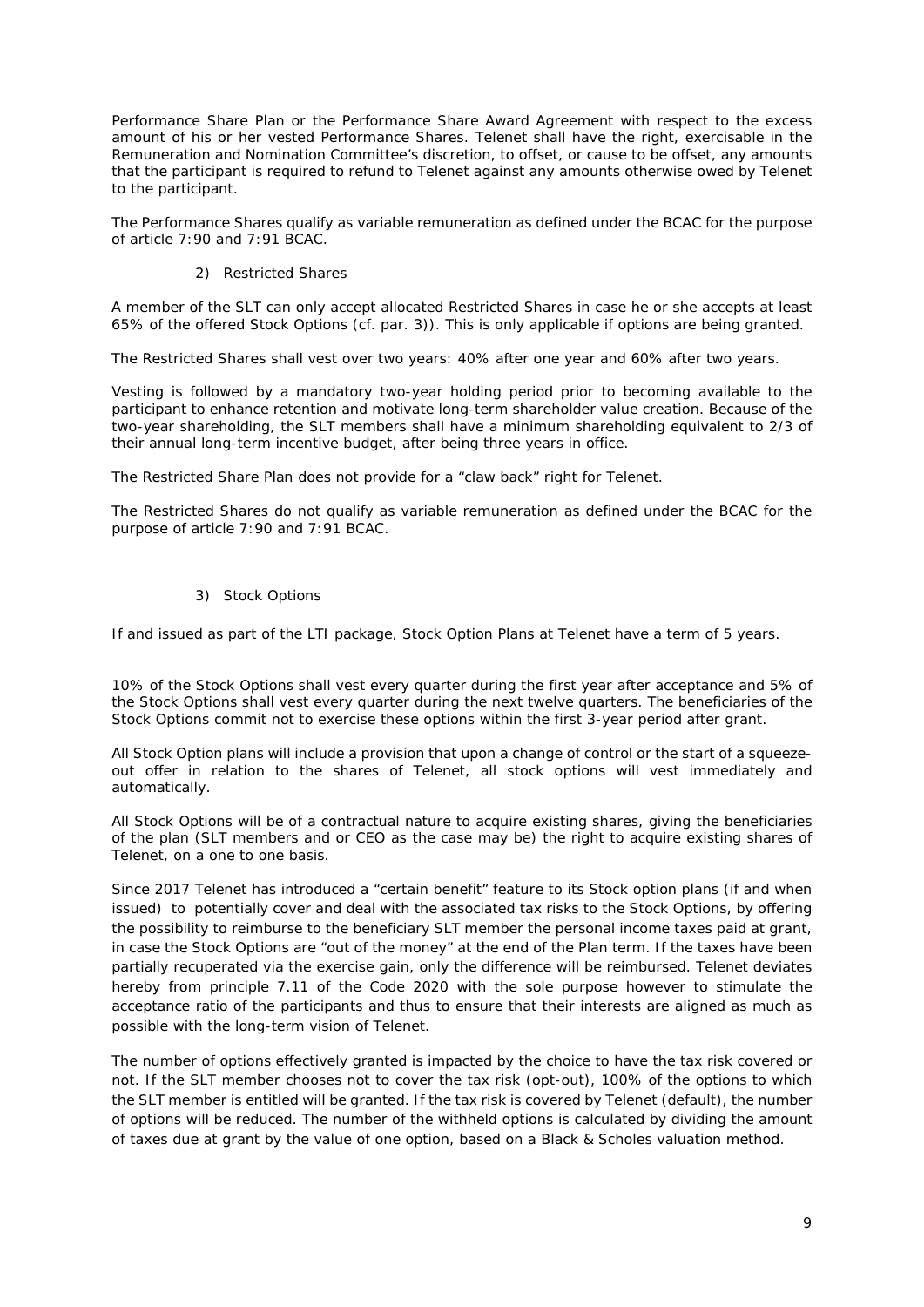Performance Share Plan or the Performance Share Award Agreement with respect to the excess amount of his or her vested Performance Shares. Telenet shall have the right, exercisable in the Remuneration and Nomination Committee's discretion, to offset, or cause to be offset, any amounts that the participant is required to refund to Telenet against any amounts otherwise owed by Telenet to the participant.

The Performance Shares qualify as variable remuneration as defined under the BCAC for the purpose of article 7:90 and 7:91 BCAC.

2) Restricted Shares

A member of the SLT can only accept allocated Restricted Shares in case he or she accepts at least 65% of the offered Stock Options (cf. par. 3)). This is only applicable if options are being granted.

The Restricted Shares shall vest over two years: 40% after one year and 60% after two years.

Vesting is followed by a mandatory two-year holding period prior to becoming available to the participant to enhance retention and motivate long-term shareholder value creation. Because of the two-year shareholding, the SLT members shall have a minimum shareholding equivalent to 2/3 of their annual long-term incentive budget, after being three years in office.

The Restricted Share Plan does not provide for a "claw back" right for Telenet.

The Restricted Shares do not qualify as variable remuneration as defined under the BCAC for the purpose of article 7:90 and 7:91 BCAC.

3) Stock Options

If and issued as part of the LTI package, Stock Option Plans at Telenet have a term of 5 years.

10% of the Stock Options shall vest every quarter during the first year after acceptance and 5% of the Stock Options shall vest every quarter during the next twelve quarters. The beneficiaries of the Stock Options commit not to exercise these options within the first 3-year period after grant.

All Stock Option plans will include a provision that upon a change of control or the start of a squeeze-out offer in relation to the shares of Telenet, all stock options will vest immediately and automatically.

All Stock Options will be of a contractual nature to acquire existing shares, giving the beneficiaries of the plan (SLT members and or CEO as the case may be) the right to acquire existing shares of Telenet, on a one to one basis.

Since 2017 Telenet has introduced a "certain benefit" feature to its Stock option plans (if and when issued) to potentially cover and deal with the associated tax risks to the Stock Options, by offering the possibility to reimburse to the beneficiary SLT member the personal income taxes paid at grant, in case the Stock Options are "out of the money" at the end of the Plan term. If the taxes have been partially recuperated via the exercise gain, only the difference will be reimbursed. Telenet deviates hereby from principle 7.11 of the Code 2020 with the sole purpose however to stimulate the acceptance ratio of the participants and thus to ensure that their interests are aligned as much as possible with the long-term vision of Telenet.

The number of options effectively granted is impacted by the choice to have the tax risk covered or not. If the SLT member chooses not to cover the tax risk (opt-out), 100% of the options to which the SLT member is entitled will be granted. If the tax risk is covered by Telenet (default), the number of options will be reduced. The number of the withheld options is calculated by dividing the amount of taxes due at grant by the value of one option, based on a Black & Scholes valuation method.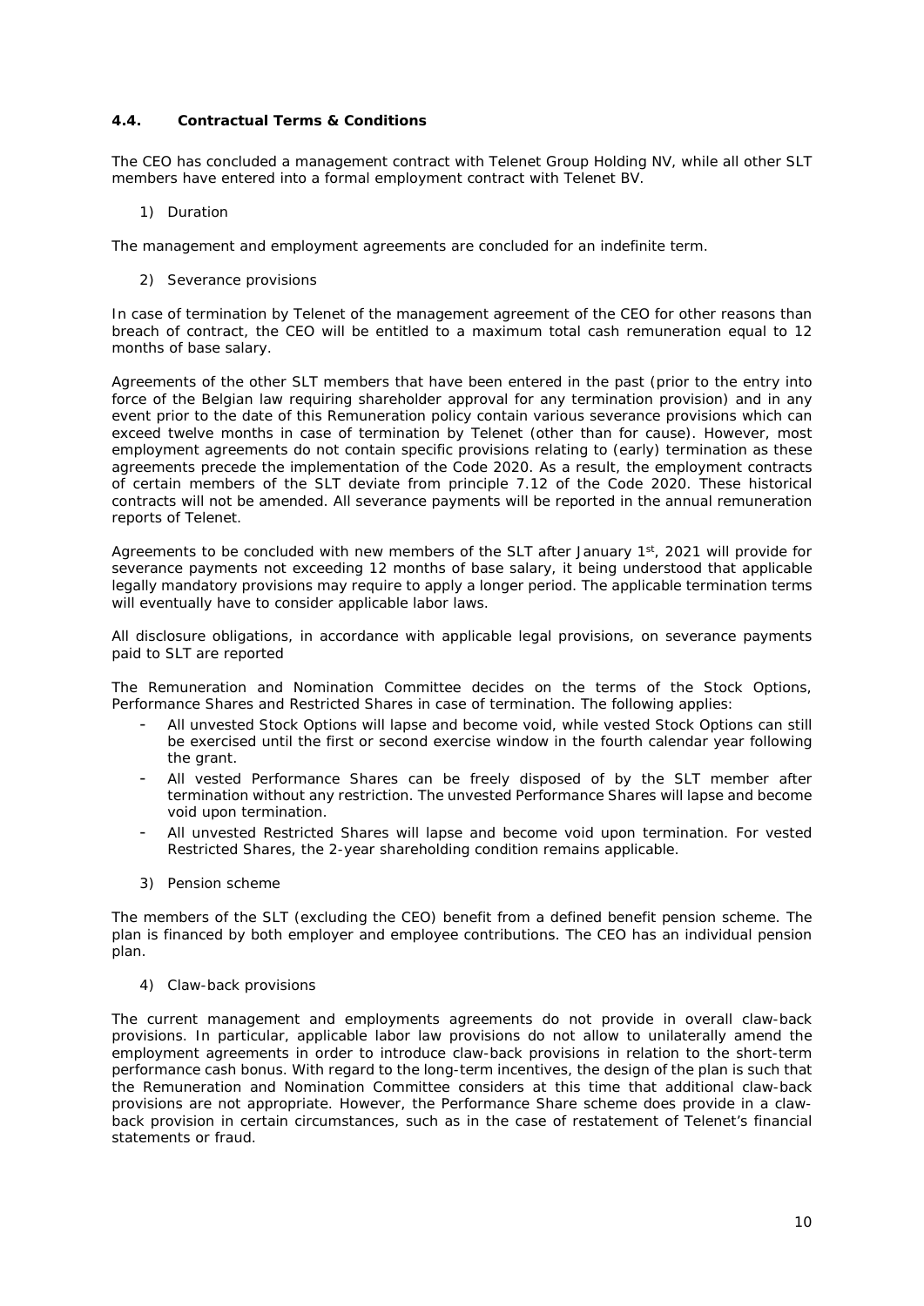#### 4.4. Contractual Terms & Conditions

The CEO has concluded a management contract with Telenet Group Holding NV, while all other SLT members have entered into a formal employment contract with Telenet BV.

1) Duration

The management and employment agreements are concluded for an indefinite term.

2) Severance provisions

In case of termination by Telenet of the management agreement of the CEO for other reasons than breach of contract, the CEO will be entitled to a maximum total cash remuneration equal to 12 months of base salary.

Agreements of the other SLT members that have been entered in the past (prior to the entry into force of the Belgian law requiring shareholder approval for any termination provision) and in any event prior to the date of this Remuneration policy contain various severance provisions which can exceed twelve months in case of termination by Telenet (other than for cause). However, most employment agreements do not contain specific provisions relating to (early) termination as these agreements precede the implementation of the Code 2020. As a result, the employment contracts of certain members of the SLT deviate from principle 7.12 of the Code 2020. These historical contracts will not be amended. All severance payments will be reported in the annual remuneration reports of Telenet.

Agreements to be concluded with new members of the SLT after January 1st, 2021 will provide for severance payments not exceeding 12 months of base salary, it being understood that applicable legally mandatory provisions may require to apply a longer period. The applicable termination terms will eventually have to consider applicable labor laws.

All disclosure obligations, in accordance with applicable legal provisions, on severance payments paid to SLT are reported

The Remuneration and Nomination Committee decides on the terms of the Stock Options, Performance Shares and Restricted Shares in case of termination. The following applies:

- All unvested Stock Options will lapse and become void, while vested Stock Options can still be exercised until the first or second exercise window in the fourth calendar year following the grant.
- All vested Performance Shares can be freely disposed of by the SLT member after termination without any restriction. The unvested Performance Shares will lapse and become void upon termination.
- All unvested Restricted Shares will lapse and become void upon termination. For vested Restricted Shares, the 2-year shareholding condition remains applicable.

3) Pension scheme

The members of the SLT (excluding the CEO) benefit from a defined benefit pension scheme. The plan is financed by both employer and employee contributions. The CEO has an individual pension plan.

4) Claw-back provisions

The current management and employments agreements do not provide in overall claw-back provisions. In particular, applicable labor law provisions do not allow to unilaterally amend the employment agreements in order to introduce claw-back provisions in relation to the short-term performance cash bonus. With regard to the long-term incentives, the design of the plan is such that the Remuneration and Nomination Committee considers at this time that additional claw-back provisions are not appropriate. However, the Performance Share scheme does provide in a claw-back provision in certain circumstances, such as in the case of restatement of Telenet's financial statements or fraud.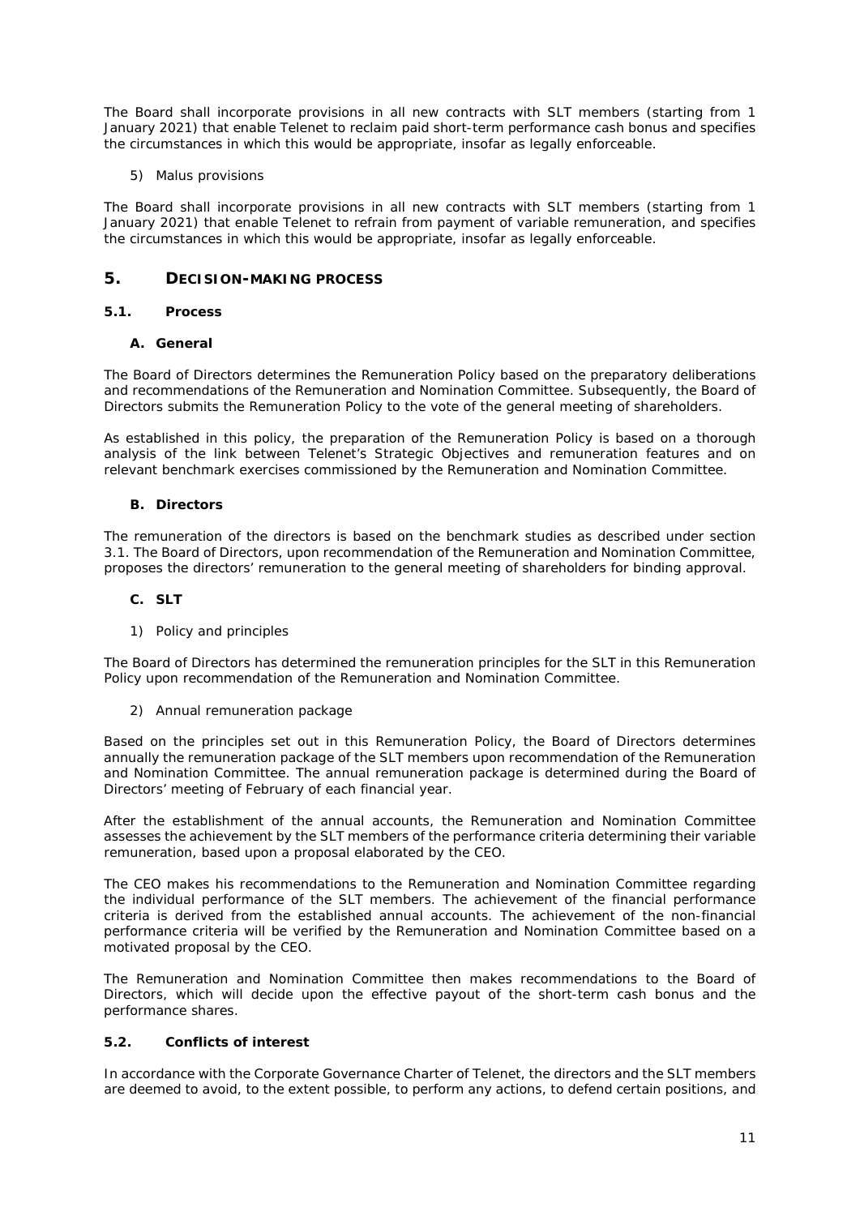The Board shall incorporate provisions in all new contracts with SLT members (starting from 1 January 2021) that enable Telenet to reclaim paid short-term performance cash bonus and specifies the circumstances in which this would be appropriate, insofar as legally enforceable.

5) Malus provisions

The Board shall incorporate provisions in all new contracts with SLT members (starting from 1 January 2021) that enable Telenet to refrain from payment of variable remuneration, and specifies the circumstances in which this would be appropriate, insofar as legally enforceable.

## 5. DECISION-MAKING PROCESS

### 5.1. Process

#### A. General

The Board of Directors determines the Remuneration Policy based on the preparatory deliberations and recommendations of the Remuneration and Nomination Committee. Subsequently, the Board of Directors submits the Remuneration Policy to the vote of the general meeting of shareholders.

As established in this policy, the preparation of the Remuneration Policy is based on a thorough analysis of the link between Telenet's Strategic Objectives and remuneration features and on relevant benchmark exercises commissioned by the Remuneration and Nomination Committee.

#### B. Directors

The remuneration of the directors is based on the benchmark studies as described under section 3.1. The Board of Directors, upon recommendation of the Remuneration and Nomination Committee, proposes the directors' remuneration to the general meeting of shareholders for binding approval.

#### C. SLT

1) Policy and principles

The Board of Directors has determined the remuneration principles for the SLT in this Remuneration Policy upon recommendation of the Remuneration and Nomination Committee.

2) Annual remuneration package

Based on the principles set out in this Remuneration Policy, the Board of Directors determines annually the remuneration package of the SLT members upon recommendation of the Remuneration and Nomination Committee. The annual remuneration package is determined during the Board of Directors' meeting of February of each financial year.

After the establishment of the annual accounts, the Remuneration and Nomination Committee assesses the achievement by the SLT members of the performance criteria determining their variable remuneration, based upon a proposal elaborated by the CEO.

The CEO makes his recommendations to the Remuneration and Nomination Committee regarding the individual performance of the SLT members. The achievement of the financial performance criteria is derived from the established annual accounts. The achievement of the non-financial performance criteria will be verified by the Remuneration and Nomination Committee based on a motivated proposal by the CEO.

The Remuneration and Nomination Committee then makes recommendations to the Board of Directors, which will decide upon the effective payout of the short-term cash bonus and the performance shares.

### 5.2. Conflicts of interest

In accordance with the Corporate Governance Charter of Telenet, the directors and the SLT members are deemed to avoid, to the extent possible, to perform any actions, to defend certain positions, and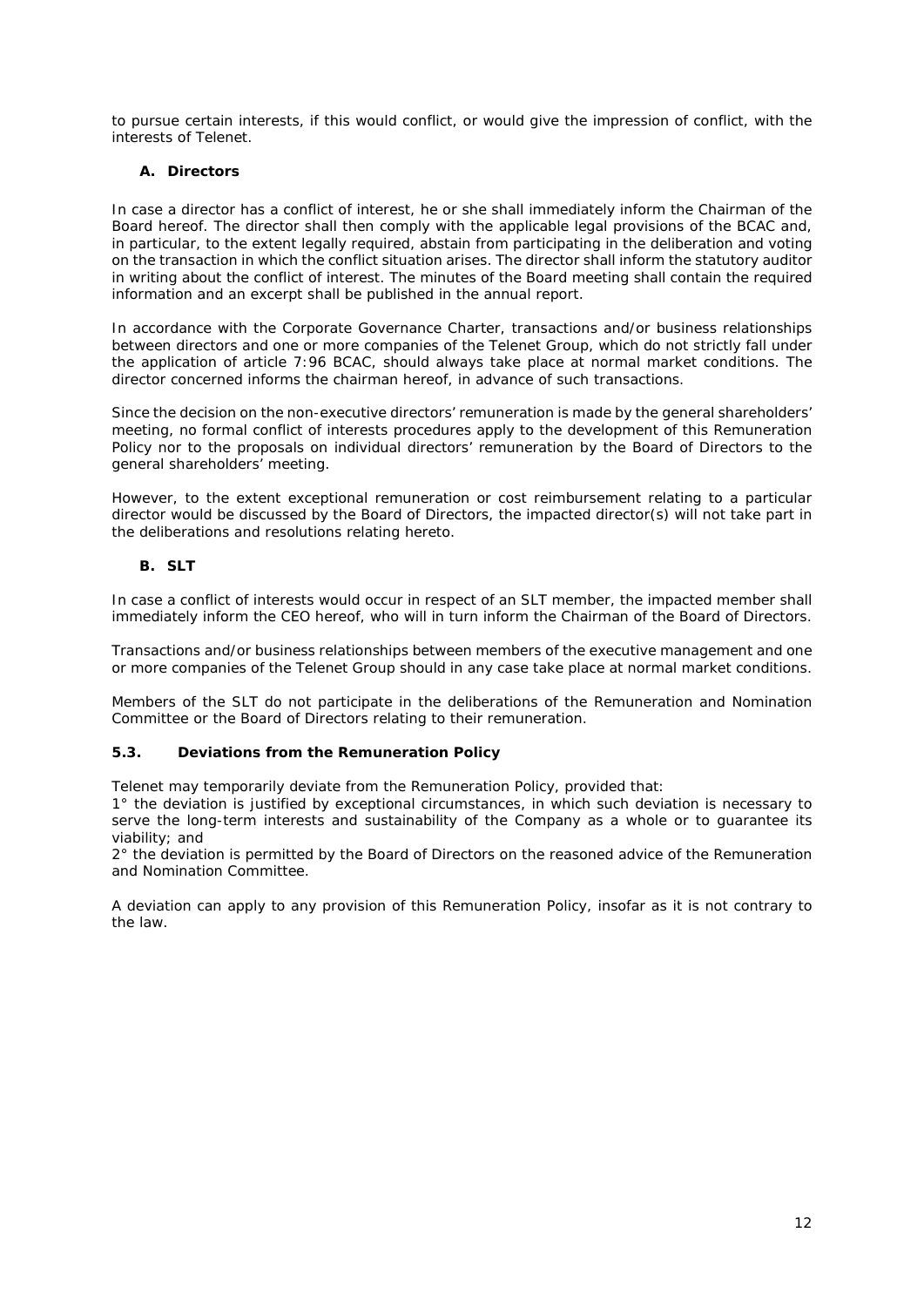to pursue certain interests, if this would conflict, or would give the impression of conflict, with the interests of Telenet.

### A. Directors

In case a director has a conflict of interest, he or she shall immediately inform the Chairman of the Board hereof. The director shall then comply with the applicable legal provisions of the BCAC and, in particular, to the extent legally required, abstain from participating in the deliberation and voting on the transaction in which the conflict situation arises. The director shall inform the statutory auditor in writing about the conflict of interest. The minutes of the Board meeting shall contain the required information and an excerpt shall be published in the annual report.

In accordance with the Corporate Governance Charter, transactions and/or business relationships between directors and one or more companies of the Telenet Group, which do not strictly fall under the application of article 7:96 BCAC, should always take place at normal market conditions. The director concerned informs the chairman hereof, in advance of such transactions.

Since the decision on the non-executive directors' remuneration is made by the general shareholders' meeting, no formal conflict of interests procedures apply to the development of this Remuneration Policy nor to the proposals on individual directors' remuneration by the Board of Directors to the general shareholders' meeting.

However, to the extent exceptional remuneration or cost reimbursement relating to a particular director would be discussed by the Board of Directors, the impacted director(s) will not take part in the deliberations and resolutions relating hereto.

### B. SLT

In case a conflict of interests would occur in respect of an SLT member, the impacted member shall immediately inform the CEO hereof, who will in turn inform the Chairman of the Board of Directors.

Transactions and/or business relationships between members of the executive management and one or more companies of the Telenet Group should in any case take place at normal market conditions.

Members of the SLT do not participate in the deliberations of the Remuneration and Nomination Committee or the Board of Directors relating to their remuneration.

## 5.3. Deviations from the Remuneration Policy

Telenet may temporarily deviate from the Remuneration Policy, provided that:
1° the deviation is justified by exceptional circumstances, in which such deviation is necessary to serve the long-term interests and sustainability of the Company as a whole or to guarantee its viability; and
2° the deviation is permitted by the Board of Directors on the reasoned advice of the Remuneration and Nomination Committee.

A deviation can apply to any provision of this Remuneration Policy, insofar as it is not contrary to the law.